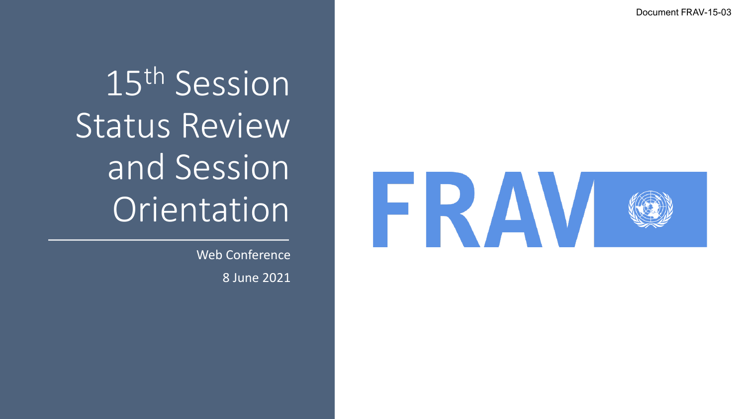Document FRAV-15-03

# 15th Session Status Review and Session Orientation

Web Conference

8 June 2021

FRAV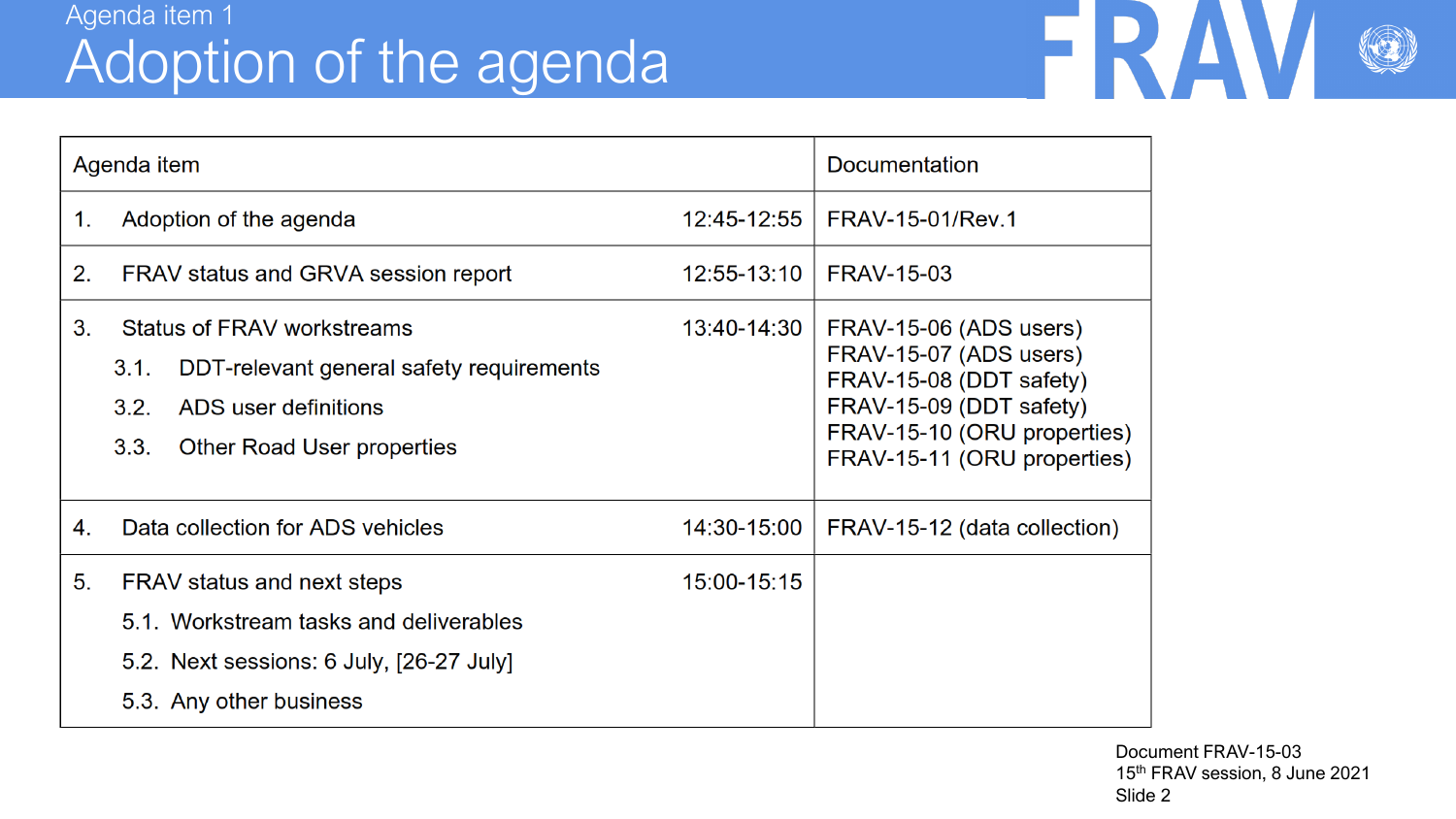Agenda item 1

# Adoption of the agenda

| Agenda item | | Documentation |
|---|---|---|
| 1. Adoption of the agenda | 12:45-12:55 | FRAV-15-01/Rev.1 |
| 2. FRAV status and GRVA session report | 12:55-13:10 | FRAV-15-03 |
| 3. Status of FRAV workstreams<br>3.1. DDT-relevant general safety requirements<br>3.2. ADS user definitions<br>3.3. Other Road User properties | 13:40-14:30 | FRAV-15-06 (ADS users)<br>FRAV-15-07 (ADS users)<br>FRAV-15-08 (DDT safety)<br>FRAV-15-09 (DDT safety)<br>FRAV-15-10 (ORU properties)<br>FRAV-15-11 (ORU properties) |
| 4. Data collection for ADS vehicles | 14:30-15:00 | FRAV-15-12 (data collection) |
| 5. FRAV status and next steps<br>5.1. Workstream tasks and deliverables<br>5.2. Next sessions: 6 July, [26-27 July]<br>5.3. Any other business | 15:00-15:15 | |

Document FRAV-15-03
15th FRAV session, 8 June 2021
Slide 2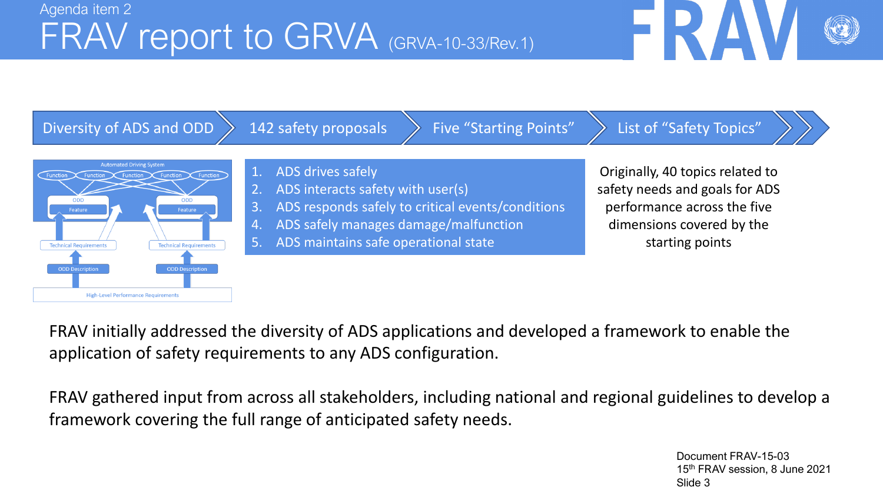Agenda item 2

# FRAV report to GRVA (GRVA-10-33/Rev.1)

Diversity of ADS and ODD → 142 safety proposals → Five "Starting Points" → List of "Safety Topics"

Automated Driving System

Function | Function | Function | Function | Function

ODD — Feature | ODD — Feature

Technical Requirements | Technical Requirements

ODD Description | ODD Description

High-Level Performance Requirements

1. ADS drives safely
2. ADS interacts safety with user(s)
3. ADS responds safely to critical events/conditions
4. ADS safely manages damage/malfunction
5. ADS maintains safe operational state

Originally, 40 topics related to safety needs and goals for ADS performance across the five dimensions covered by the starting points

FRAV initially addressed the diversity of ADS applications and developed a framework to enable the application of safety requirements to any ADS configuration.

FRAV gathered input from across all stakeholders, including national and regional guidelines to develop a framework covering the full range of anticipated safety needs.

Document FRAV-15-03
15th FRAV session, 8 June 2021
Slide 3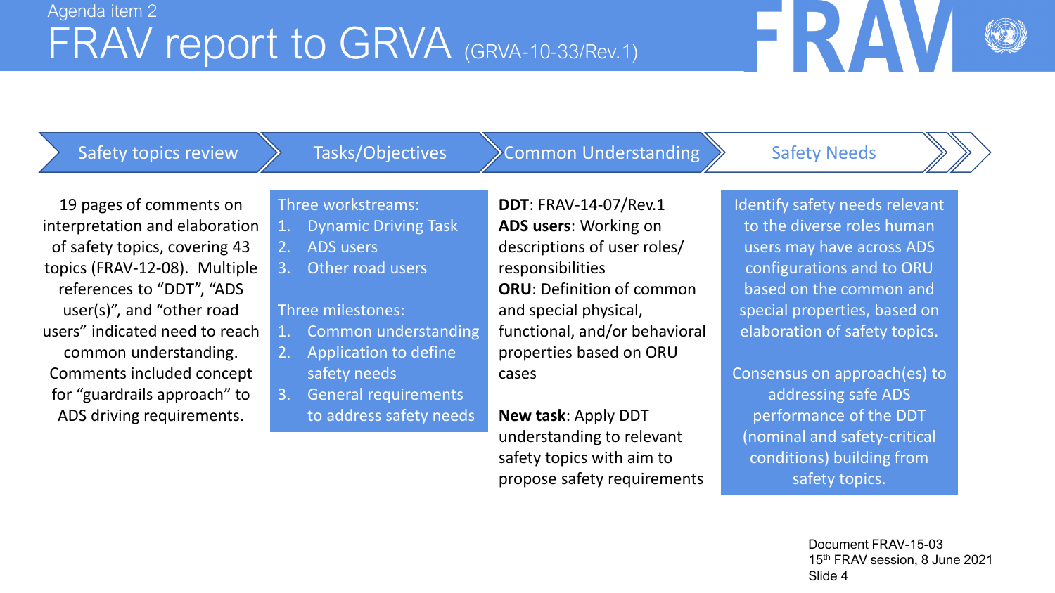Agenda item 2

# FRAV report to GRVA (GRVA-10-33/Rev.1)

## Safety topics review

19 pages of comments on interpretation and elaboration of safety topics, covering 43 topics (FRAV-12-08). Multiple references to "DDT", "ADS user(s)", and "other road users" indicated need to reach common understanding. Comments included concept for "guardrails approach" to ADS driving requirements.

## Tasks/Objectives

Three workstreams:

1. Dynamic Driving Task
2. ADS users
3. Other road users

Three milestones:

1. Common understanding
2. Application to define safety needs
3. General requirements to address safety needs

## Common Understanding

**DDT**: FRAV-14-07/Rev.1
**ADS users**: Working on descriptions of user roles/ responsibilities
**ORU**: Definition of common and special physical, functional, and/or behavioral properties based on ORU cases

**New task**: Apply DDT understanding to relevant safety topics with aim to propose safety requirements

## Safety Needs

Identify safety needs relevant to the diverse roles human users may have across ADS configurations and to ORU based on the common and special properties, based on elaboration of safety topics.

Consensus on approach(es) to addressing safe ADS performance of the DDT (nominal and safety-critical conditions) building from safety topics.

Document FRAV-15-03
15th FRAV session, 8 June 2021
Slide 4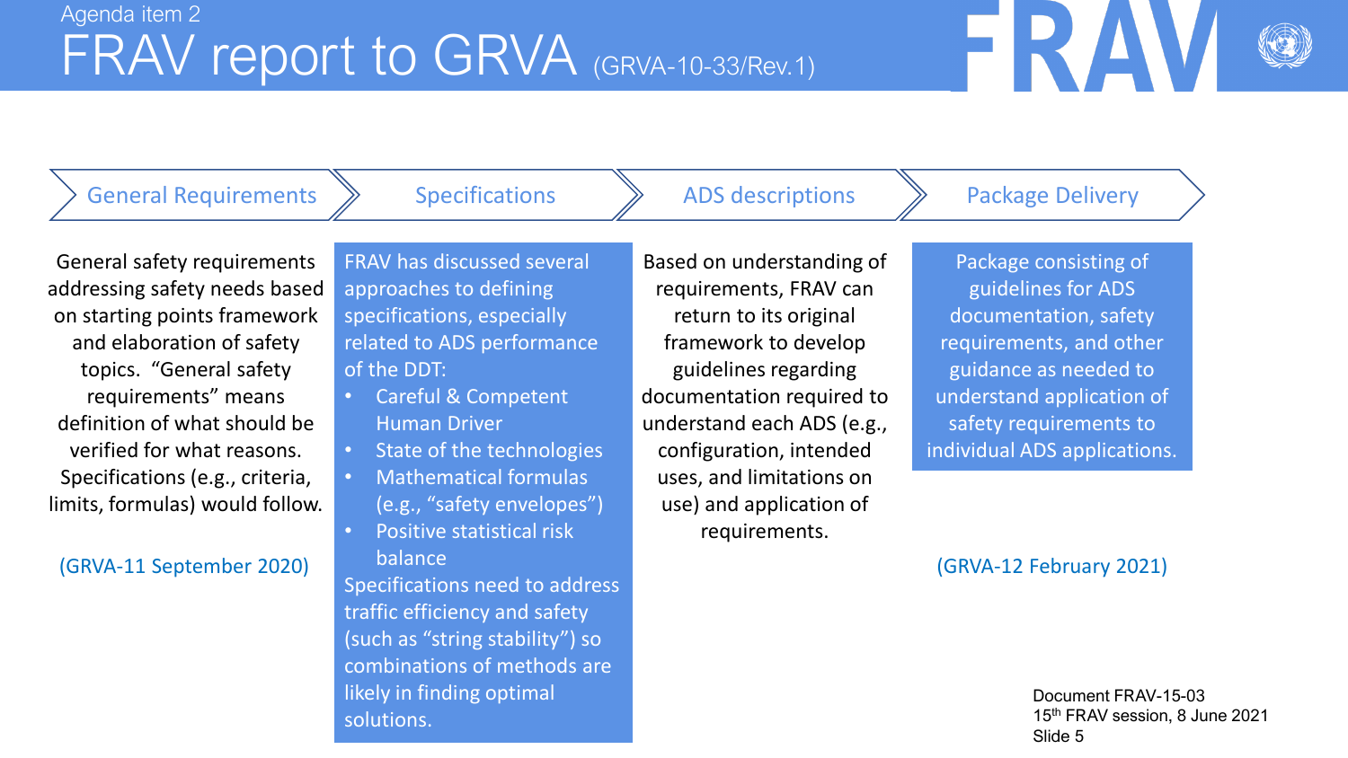Agenda item 2

# FRAV report to GRVA (GRVA-10-33/Rev.1)

## General Requirements

General safety requirements addressing safety needs based on starting points framework and elaboration of safety topics. "General safety requirements" means definition of what should be verified for what reasons. Specifications (e.g., criteria, limits, formulas) would follow.

(GRVA-11 September 2020)

## Specifications

FRAV has discussed several approaches to defining specifications, especially related to ADS performance of the DDT:

- Careful & Competent Human Driver
- State of the technologies
- Mathematical formulas (e.g., "safety envelopes")
- Positive statistical risk balance

Specifications need to address traffic efficiency and safety (such as "string stability") so combinations of methods are likely in finding optimal solutions.

## ADS descriptions

Based on understanding of requirements, FRAV can return to its original framework to develop guidelines regarding documentation required to understand each ADS (e.g., configuration, intended uses, and limitations on use) and application of requirements.

## Package Delivery

Package consisting of guidelines for ADS documentation, safety requirements, and other guidance as needed to understand application of safety requirements to individual ADS applications.

(GRVA-12 February 2021)

Document FRAV-15-03
15th FRAV session, 8 June 2021
Slide 5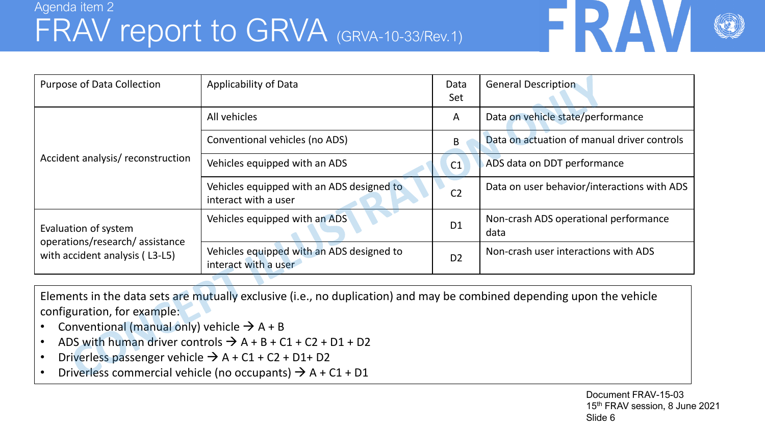Agenda item 2

# FRAV report to GRVA (GRVA-10-33/Rev.1)

| Purpose of Data Collection | Applicability of Data | Data Set | General Description |
|---|---|---|---|
| Accident analysis/ reconstruction | All vehicles | A | Data on vehicle state/performance |
| | Conventional vehicles (no ADS) | B | Data on actuation of manual driver controls |
| | Vehicles equipped with an ADS | C1 | ADS data on DDT performance |
| | Vehicles equipped with an ADS designed to interact with a user | C2 | Data on user behavior/interactions with ADS |
| Evaluation of system operations/research/ assistance with accident analysis ( L3-L5) | Vehicles equipped with an ADS | D1 | Non-crash ADS operational performance data |
| | Vehicles equipped with an ADS designed to interact with a user | D2 | Non-crash user interactions with ADS |

Elements in the data sets are mutually exclusive (i.e., no duplication) and may be combined depending upon the vehicle configuration, for example:

- Conventional (manual only) vehicle → A + B
- ADS with human driver controls → A + B + C1 + C2 + D1 + D2
- Driverless passenger vehicle → A + C1 + C2 + D1+ D2
- Driverless commercial vehicle (no occupants) → A + C1 + D1

CONCEPT ILLUSTRATION ONLY

Document FRAV-15-03
15th FRAV session, 8 June 2021
Slide 6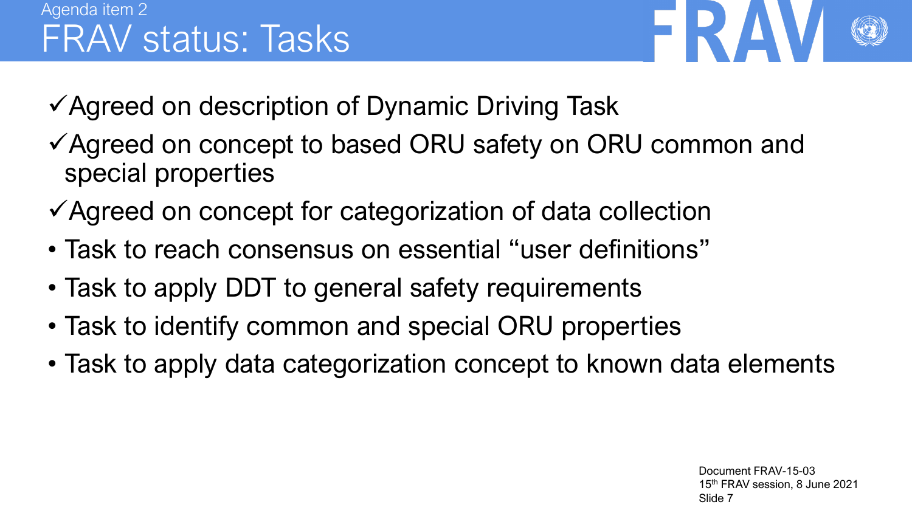Agenda item 2

# FRAV status: Tasks

- ✓ Agreed on description of Dynamic Driving Task
- ✓ Agreed on concept to based ORU safety on ORU common and special properties
- ✓ Agreed on concept for categorization of data collection
- Task to reach consensus on essential "user definitions"
- Task to apply DDT to general safety requirements
- Task to identify common and special ORU properties
- Task to apply data categorization concept to known data elements

Document FRAV-15-03
15th FRAV session, 8 June 2021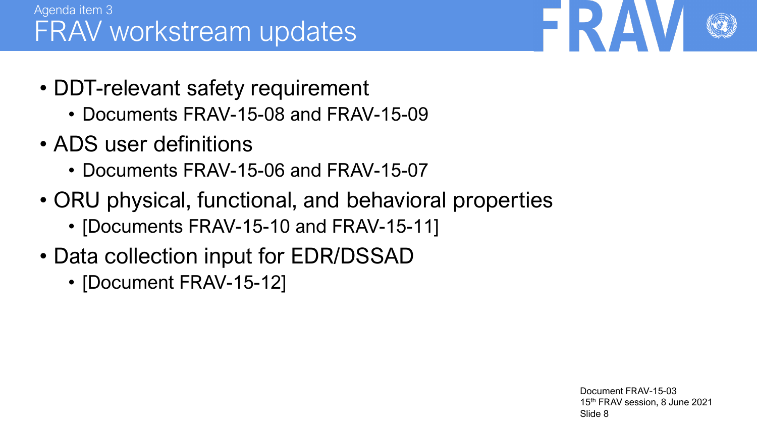Agenda item 3

# FRAV workstream updates

- DDT-relevant safety requirement
  - Documents FRAV-15-08 and FRAV-15-09
- ADS user definitions
  - Documents FRAV-15-06 and FRAV-15-07
- ORU physical, functional, and behavioral properties
  - [Documents FRAV-15-10 and FRAV-15-11]
- Data collection input for EDR/DSSAD
  - [Document FRAV-15-12]

Document FRAV-15-03
15th FRAV session, 8 June 2021
Slide 8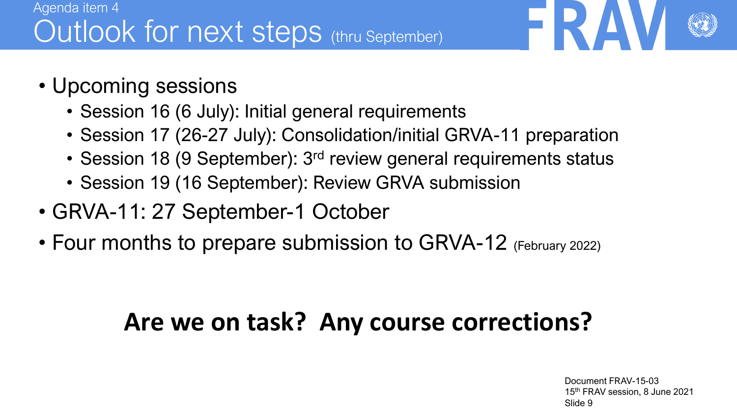Agenda item 4

# Outlook for next steps (thru September)

FRAV

- Upcoming sessions
  - Session 16 (6 July): Initial general requirements
  - Session 17 (26-27 July): Consolidation/initial GRVA-11 preparation
  - Session 18 (9 September): 3rd review general requirements status
  - Session 19 (16 September): Review GRVA submission
- GRVA-11: 27 September-1 October
- Four months to prepare submission to GRVA-12 (February 2022)

**Are we on task?  Any course corrections?**

Document FRAV-15-03
15th FRAV session, 8 June 2021
Slide 9